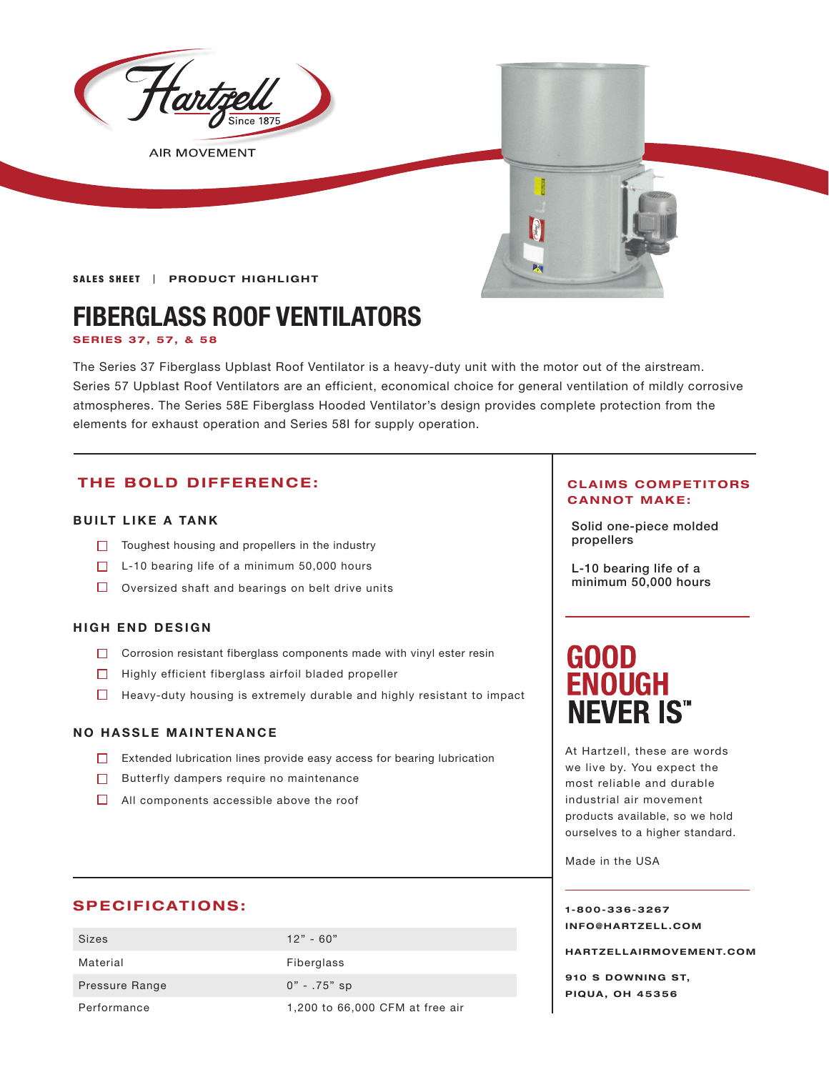Hartzell Since 1875

AIR MOVEMENT

**SALES SHEET** | **PRODUCT HIGHLIGHT**

# FIBERGLASS ROOF VENTILATORS

**SERIES 37, 57, & 58**

The Series 37 Fiberglass Upblast Roof Ventilator is a heavy-duty unit with the motor out of the airstream. Series 57 Upblast Roof Ventilators are an efficient, economical choice for general ventilation of mildly corrosive atmospheres. The Series 58E Fiberglass Hooded Ventilator's design provides complete protection from the elements for exhaust operation and Series 58I for supply operation.

## THE BOLD DIFFERENCE:

### BUILT LIKE A TANK

- ☐ Toughest housing and propellers in the industry
- ☐ L-10 bearing life of a minimum 50,000 hours
- ☐ Oversized shaft and bearings on belt drive units

### HIGH END DESIGN

- ☐ Corrosion resistant fiberglass components made with vinyl ester resin
- ☐ Highly efficient fiberglass airfoil bladed propeller
- ☐ Heavy-duty housing is extremely durable and highly resistant to impact

### NO HASSLE MAINTENANCE

- ☐ Extended lubrication lines provide easy access for bearing lubrication
- ☐ Butterfly dampers require no maintenance
- ☐ All components accessible above the roof

## CLAIMS COMPETITORS CANNOT MAKE:

Solid one-piece molded propellers

L-10 bearing life of a minimum 50,000 hours

## GOOD ENOUGH NEVER IS™

At Hartzell, these are words we live by. You expect the most reliable and durable industrial air movement products available, so we hold ourselves to a higher standard.

Made in the USA

## SPECIFICATIONS:

| | |
|---|---|
| Sizes | 12" - 60" |
| Material | Fiberglass |
| Pressure Range | 0" - .75" sp |
| Performance | 1,200 to 66,000 CFM at free air |

**1-800-336-3267**
**INFO@HARTZELL.COM**

**HARTZELLAIRMOVEMENT.COM**

**910 S DOWNING ST,**
**PIQUA, OH 45356**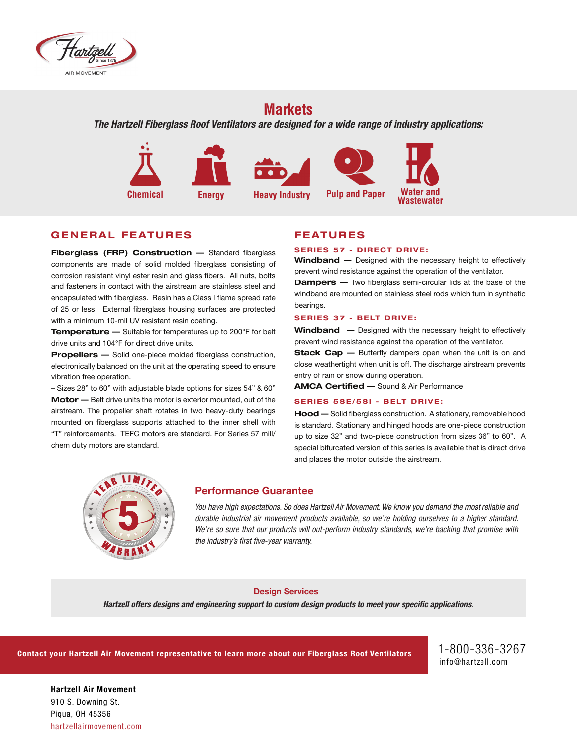Hartzell Since 1875 AIR MOVEMENT

## Markets

***The Hartzell Fiberglass Roof Ventilators are designed for a wide range of industry applications:***

Chemical

Energy

Heavy Industry

Pulp and Paper

Water and Wastewater

## GENERAL FEATURES

**Fiberglass (FRP) Construction —** Standard fiberglass components are made of solid molded fiberglass consisting of corrosion resistant vinyl ester resin and glass fibers. All nuts, bolts and fasteners in contact with the airstream are stainless steel and encapsulated with fiberglass. Resin has a Class I flame spread rate of 25 or less. External fiberglass housing surfaces are protected with a minimum 10-mil UV resistant resin coating.

**Temperature —** Suitable for temperatures up to 200°F for belt drive units and 104°F for direct drive units.

**Propellers —** Solid one-piece molded fiberglass construction, electronically balanced on the unit at the operating speed to ensure vibration free operation.

– Sizes 28" to 60" with adjustable blade options for sizes 54" & 60"

**Motor —** Belt drive units the motor is exterior mounted, out of the airstream. The propeller shaft rotates in two heavy-duty bearings mounted on fiberglass supports attached to the inner shell with "T" reinforcements. TEFC motors are standard. For Series 57 mill/ chem duty motors are standard.

## FEATURES

### SERIES 57 - DIRECT DRIVE:

**Windband —** Designed with the necessary height to effectively prevent wind resistance against the operation of the ventilator.

**Dampers —** Two fiberglass semi-circular lids at the base of the windband are mounted on stainless steel rods which turn in synthetic bearings.

### SERIES 37 - BELT DRIVE:

**Windband —** Designed with the necessary height to effectively prevent wind resistance against the operation of the ventilator.

**Stack Cap —** Butterfly dampers open when the unit is on and close weathertight when unit is off. The discharge airstream prevents entry of rain or snow during operation.

**AMCA Certified —** Sound & Air Performance

### SERIES 58E/58I - BELT DRIVE:

**Hood —** Solid fiberglass construction. A stationary, removable hood is standard. Stationary and hinged hoods are one-piece construction up to size 32" and two-piece construction from sizes 36" to 60". A special bifurcated version of this series is available that is direct drive and places the motor outside the airstream.

5 YEAR LIMITED WARRANTY

## Performance Guarantee

*You have high expectations. So does Hartzell Air Movement. We know you demand the most reliable and durable industrial air movement products available, so we're holding ourselves to a higher standard. We're so sure that our products will out-perform industry standards, we're backing that promise with the industry's first five-year warranty.*

## Design Services

***Hartzell offers designs and engineering support to custom design products to meet your specific applications.***

**Contact your Hartzell Air Movement representative to learn more about our Fiberglass Roof Ventilators**

1-800-336-3267
info@hartzell.com

**Hartzell Air Movement**
910 S. Downing St.
Piqua, OH 45356
hartzellairmovement.com